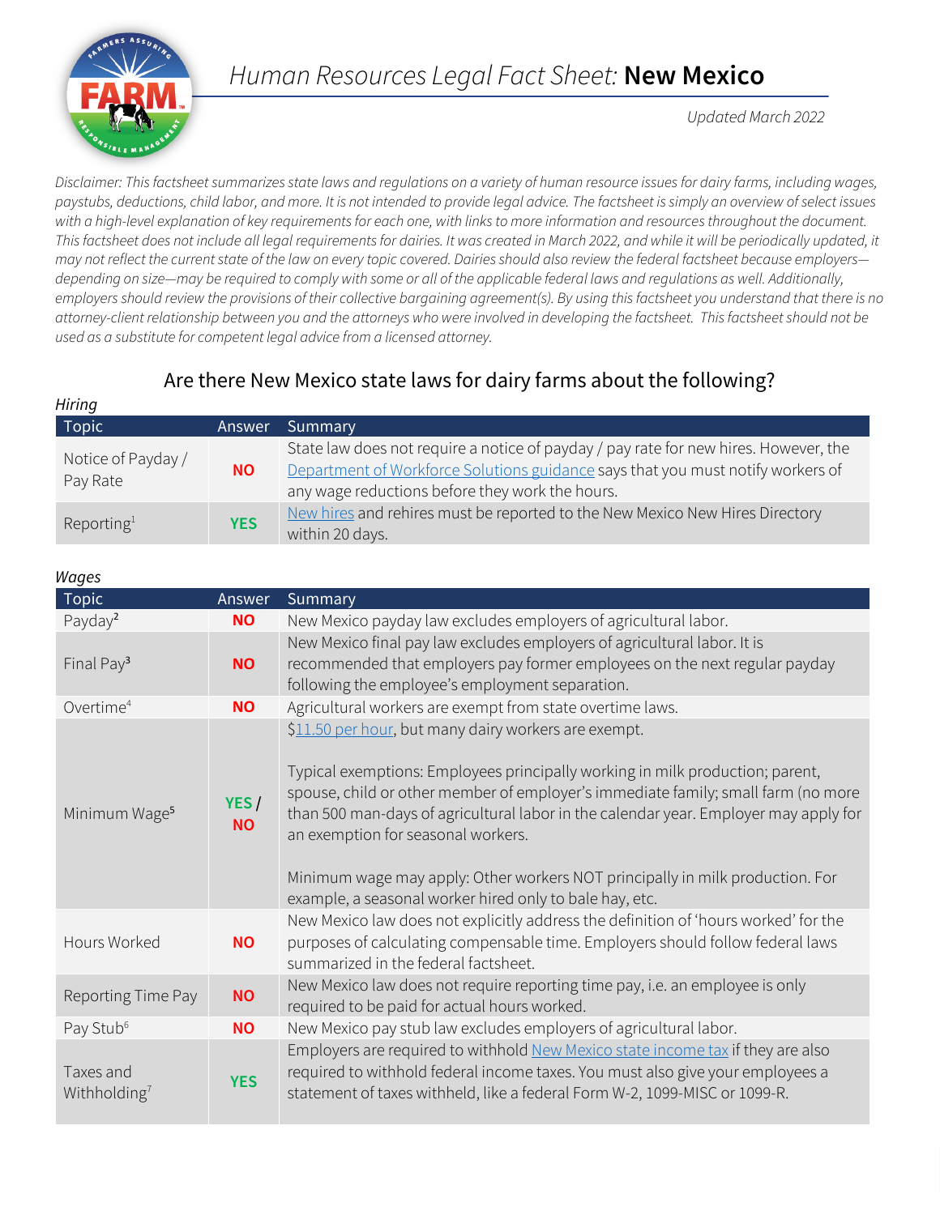# Human Resources Legal Fact Sheet: **New Mexico**

*Updated March 2022*

*Disclaimer: This factsheet summarizes state laws and regulations on a variety of human resource issues for dairy farms, including wages, paystubs, deductions, child labor, and more. It is not intended to provide legal advice. The factsheet is simply an overview of select issues with a high-level explanation of key requirements for each one, with links to more information and resources throughout the document. This factsheet does not include all legal requirements for dairies. It was created in March 2022, and while it will be periodically updated, it may not reflect the current state of the law on every topic covered. Dairies should also review the federal factsheet because employers—depending on size—may be required to comply with some or all of the applicable federal laws and regulations as well. Additionally, employers should review the provisions of their collective bargaining agreement(s). By using this factsheet you understand that there is no attorney-client relationship between you and the attorneys who were involved in developing the factsheet. This factsheet should not be used as a substitute for competent legal advice from a licensed attorney.*

## Are there New Mexico state laws for dairy farms about the following?

*Hiring*

| Topic | Answer | Summary |
|---|---|---|
| Notice of Payday / Pay Rate | **NO** | State law does not require a notice of payday / pay rate for new hires. However, the Department of Workforce Solutions guidance says that you must notify workers of any wage reductions before they work the hours. |
| Reporting[1] | **YES** | New hires and rehires must be reported to the New Mexico New Hires Directory within 20 days. |

*Wages*

| Topic | Answer | Summary |
|---|---|---|
| Payday[2] | **NO** | New Mexico payday law excludes employers of agricultural labor. |
| Final Pay[3] | **NO** | New Mexico final pay law excludes employers of agricultural labor. It is recommended that employers pay former employees on the next regular payday following the employee's employment separation. |
| Overtime[4] | **NO** | Agricultural workers are exempt from state overtime laws. |
| Minimum Wage[5] | **YES / NO** | $11.50 per hour, but many dairy workers are exempt.<br><br>Typical exemptions: Employees principally working in milk production; parent, spouse, child or other member of employer's immediate family; small farm (no more than 500 man-days of agricultural labor in the calendar year. Employer may apply for an exemption for seasonal workers.<br><br>Minimum wage may apply: Other workers NOT principally in milk production. For example, a seasonal worker hired only to bale hay, etc. |
| Hours Worked | **NO** | New Mexico law does not explicitly address the definition of 'hours worked' for the purposes of calculating compensable time. Employers should follow federal laws summarized in the federal factsheet. |
| Reporting Time Pay | **NO** | New Mexico law does not require reporting time pay, i.e. an employee is only required to be paid for actual hours worked. |
| Pay Stub[6] | **NO** | New Mexico pay stub law excludes employers of agricultural labor. |
| Taxes and Withholding[7] | **YES** | Employers are required to withhold New Mexico state income tax if they are also required to withhold federal income taxes. You must also give your employees a statement of taxes withheld, like a federal Form W-2, 1099-MISC or 1099-R. |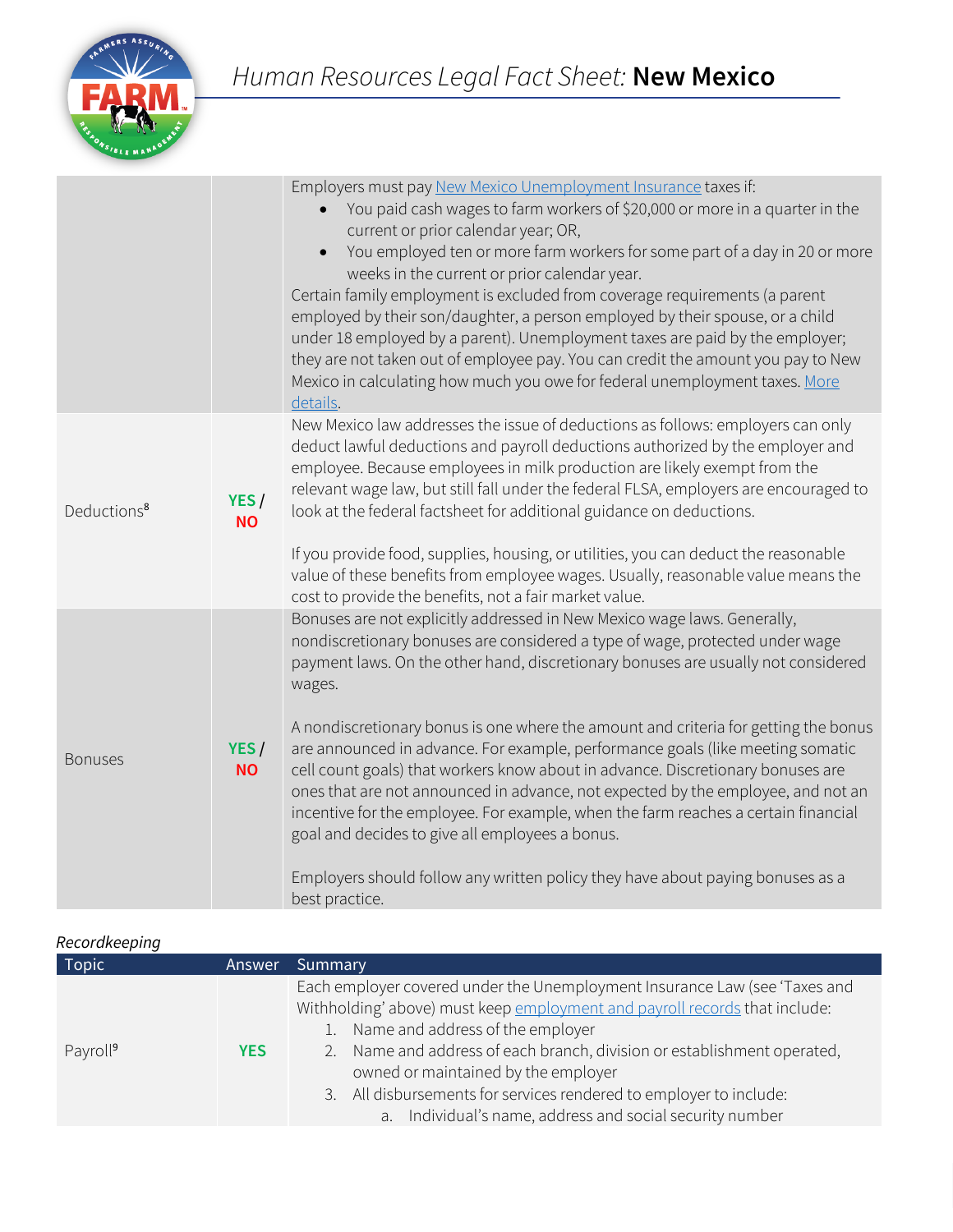# Human Resources Legal Fact Sheet: **New Mexico**

| | | |
|---|---|---|
| | | Employers must pay New Mexico Unemployment Insurance taxes if:<br>• You paid cash wages to farm workers of $20,000 or more in a quarter in the current or prior calendar year; OR,<br>• You employed ten or more farm workers for some part of a day in 20 or more weeks in the current or prior calendar year.<br>Certain family employment is excluded from coverage requirements (a parent employed by their son/daughter, a person employed by their spouse, or a child under 18 employed by a parent). Unemployment taxes are paid by the employer; they are not taken out of employee pay. You can credit the amount you pay to New Mexico in calculating how much you owe for federal unemployment taxes. More details. |
| Deductions[8] | **YES** / **NO** | New Mexico law addresses the issue of deductions as follows: employers can only deduct lawful deductions and payroll deductions authorized by the employer and employee. Because employees in milk production are likely exempt from the relevant wage law, but still fall under the federal FLSA, employers are encouraged to look at the federal factsheet for additional guidance on deductions.<br><br>If you provide food, supplies, housing, or utilities, you can deduct the reasonable value of these benefits from employee wages. Usually, reasonable value means the cost to provide the benefits, not a fair market value. |
| Bonuses | **YES** / **NO** | Bonuses are not explicitly addressed in New Mexico wage laws. Generally, nondiscretionary bonuses are considered a type of wage, protected under wage payment laws. On the other hand, discretionary bonuses are usually not considered wages.<br><br>A nondiscretionary bonus is one where the amount and criteria for getting the bonus are announced in advance. For example, performance goals (like meeting somatic cell count goals) that workers know about in advance. Discretionary bonuses are ones that are not announced in advance, not expected by the employee, and not an incentive for the employee. For example, when the farm reaches a certain financial goal and decides to give all employees a bonus.<br><br>Employers should follow any written policy they have about paying bonuses as a best practice. |

*Recordkeeping*

| Topic | Answer | Summary |
|---|---|---|
| Payroll[9] | **YES** | Each employer covered under the Unemployment Insurance Law (see 'Taxes and Withholding' above) must keep employment and payroll records that include:<br>1. Name and address of the employer<br>2. Name and address of each branch, division or establishment operated, owned or maintained by the employer<br>3. All disbursements for services rendered to employer to include:<br>&nbsp;&nbsp;&nbsp;&nbsp;a. Individual's name, address and social security number |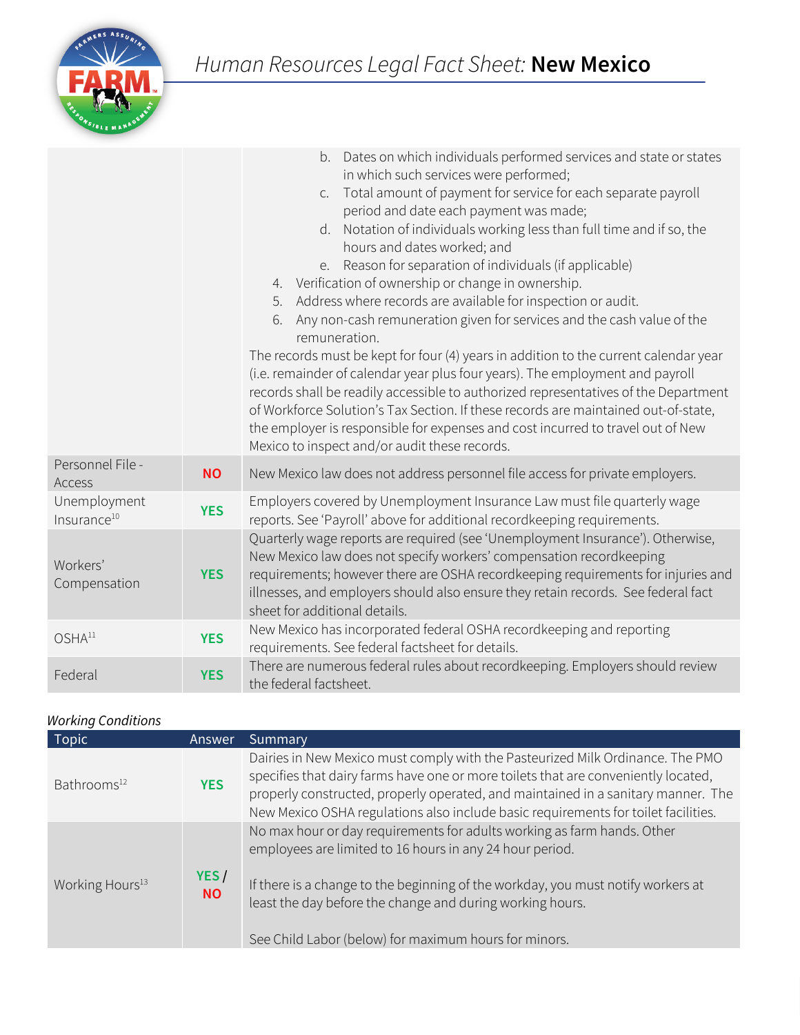| | | |
|---|---|---|
| | | b. Dates on which individuals performed services and state or states in which such services were performed;<br>c. Total amount of payment for service for each separate payroll period and date each payment was made;<br>d. Notation of individuals working less than full time and if so, the hours and dates worked; and<br>e. Reason for separation of individuals (if applicable)<br>4. Verification of ownership or change in ownership.<br>5. Address where records are available for inspection or audit.<br>6. Any non-cash remuneration given for services and the cash value of the remuneration.<br>The records must be kept for four (4) years in addition to the current calendar year (i.e. remainder of calendar year plus four years). The employment and payroll records shall be readily accessible to authorized representatives of the Department of Workforce Solution's Tax Section. If these records are maintained out-of-state, the employer is responsible for expenses and cost incurred to travel out of New Mexico to inspect and/or audit these records. |
| Personnel File - Access | **NO** | New Mexico law does not address personnel file access for private employers. |
| Unemployment Insurance[10] | **YES** | Employers covered by Unemployment Insurance Law must file quarterly wage reports. See 'Payroll' above for additional recordkeeping requirements. |
| Workers' Compensation | **YES** | Quarterly wage reports are required (see 'Unemployment Insurance'). Otherwise, New Mexico law does not specify workers' compensation recordkeeping requirements; however there are OSHA recordkeeping requirements for injuries and illnesses, and employers should also ensure they retain records. See federal fact sheet for additional details. |
| OSHA[11] | **YES** | New Mexico has incorporated federal OSHA recordkeeping and reporting requirements. See federal factsheet for details. |
| Federal | **YES** | There are numerous federal rules about recordkeeping. Employers should review the federal factsheet. |

*Working Conditions*

| Topic | Answer | Summary |
|---|---|---|
| Bathrooms[12] | **YES** | Dairies in New Mexico must comply with the Pasteurized Milk Ordinance. The PMO specifies that dairy farms have one or more toilets that are conveniently located, properly constructed, properly operated, and maintained in a sanitary manner. The New Mexico OSHA regulations also include basic requirements for toilet facilities. |
| Working Hours[13] | **YES / NO** | No max hour or day requirements for adults working as farm hands. Other employees are limited to 16 hours in any 24 hour period.<br><br>If there is a change to the beginning of the workday, you must notify workers at least the day before the change and during working hours.<br><br>See Child Labor (below) for maximum hours for minors. |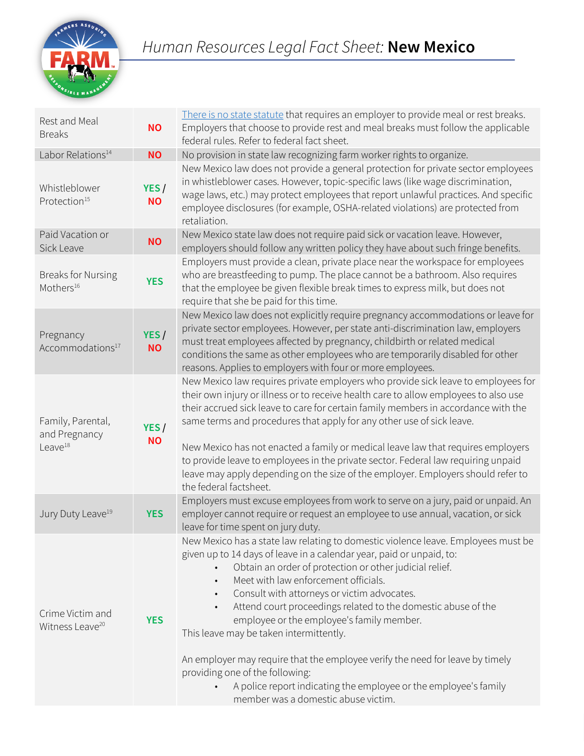# Human Resources Legal Fact Sheet: New Mexico

| | | |
|---|---|---|
| Rest and Meal Breaks | **NO** | There is no state statute that requires an employer to provide meal or rest breaks. Employers that choose to provide rest and meal breaks must follow the applicable federal rules. Refer to federal fact sheet. |
| Labor Relations[14] | **NO** | No provision in state law recognizing farm worker rights to organize. |
| Whistleblower Protection[15] | **YES / NO** | New Mexico law does not provide a general protection for private sector employees in whistleblower cases. However, topic-specific laws (like wage discrimination, wage laws, etc.) may protect employees that report unlawful practices. And specific employee disclosures (for example, OSHA-related violations) are protected from retaliation. |
| Paid Vacation or Sick Leave | **NO** | New Mexico state law does not require paid sick or vacation leave. However, employers should follow any written policy they have about such fringe benefits. |
| Breaks for Nursing Mothers[16] | **YES** | Employers must provide a clean, private place near the workspace for employees who are breastfeeding to pump. The place cannot be a bathroom. Also requires that the employee be given flexible break times to express milk, but does not require that she be paid for this time. |
| Pregnancy Accommodations[17] | **YES / NO** | New Mexico law does not explicitly require pregnancy accommodations or leave for private sector employees. However, per state anti-discrimination law, employers must treat employees affected by pregnancy, childbirth or related medical conditions the same as other employees who are temporarily disabled for other reasons. Applies to employers with four or more employees. |
| Family, Parental, and Pregnancy Leave[18] | **YES / NO** | New Mexico law requires private employers who provide sick leave to employees for their own injury or illness or to receive health care to allow employees to also use their accrued sick leave to care for certain family members in accordance with the same terms and procedures that apply for any other use of sick leave.<br><br>New Mexico has not enacted a family or medical leave law that requires employers to provide leave to employees in the private sector. Federal law requiring unpaid leave may apply depending on the size of the employer. Employers should refer to the federal factsheet. |
| Jury Duty Leave[19] | **YES** | Employers must excuse employees from work to serve on a jury, paid or unpaid. An employer cannot require or request an employee to use annual, vacation, or sick leave for time spent on jury duty. |
| Crime Victim and Witness Leave[20] | **YES** | New Mexico has a state law relating to domestic violence leave. Employees must be given up to 14 days of leave in a calendar year, paid or unpaid, to:<br>• Obtain an order of protection or other judicial relief.<br>• Meet with law enforcement officials.<br>• Consult with attorneys or victim advocates.<br>• Attend court proceedings related to the domestic abuse of the employee or the employee's family member.<br>This leave may be taken intermittently.<br><br>An employer may require that the employee verify the need for leave by timely providing one of the following:<br>• A police report indicating the employee or the employee's family member was a domestic abuse victim. |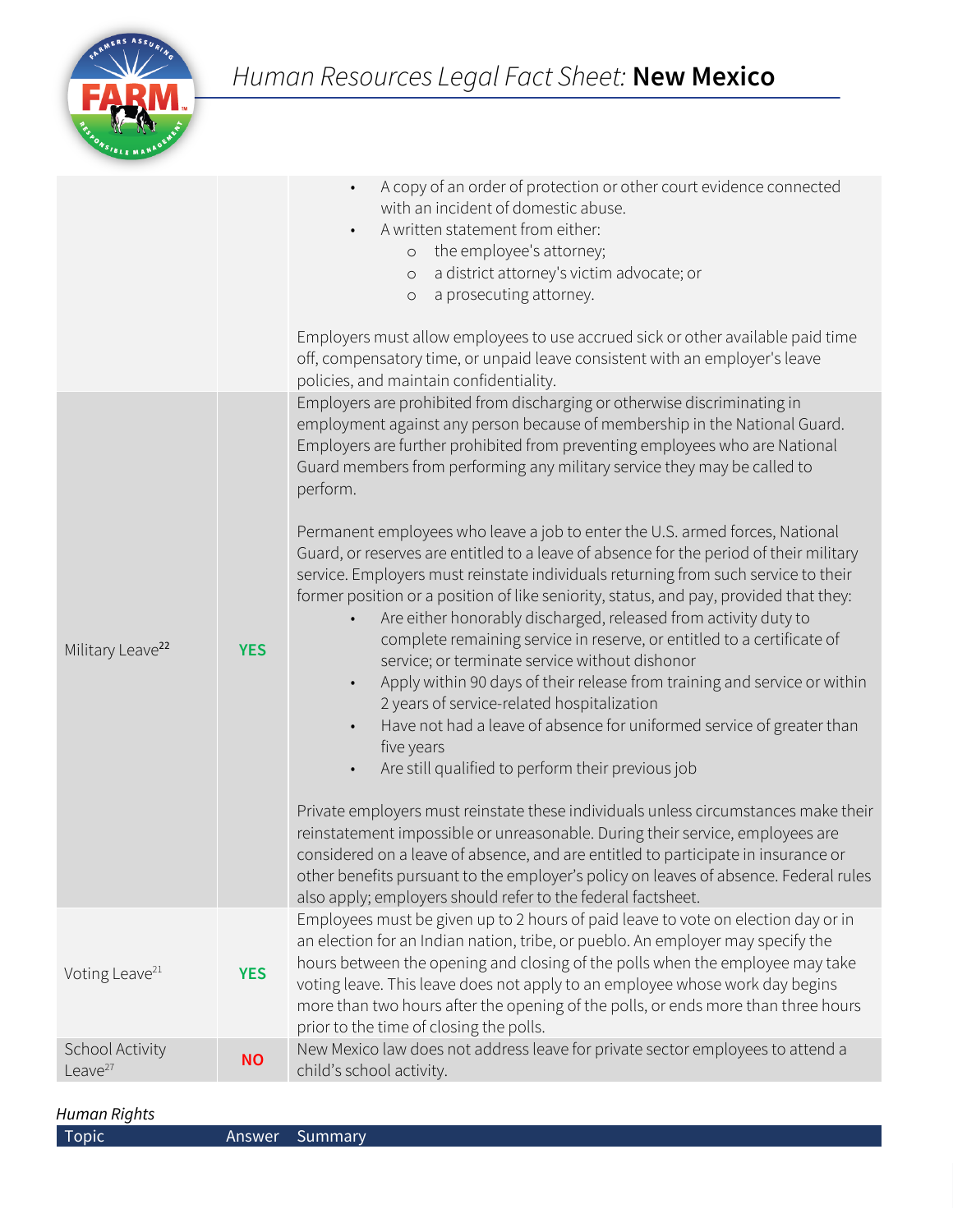| Topic | Answer | Summary |
| --- | --- | --- |
| | | • A copy of an order of protection or other court evidence connected with an incident of domestic abuse.<br>• A written statement from either:<br>  ○ the employee's attorney;<br>  ○ a district attorney's victim advocate; or<br>  ○ a prosecuting attorney.<br><br>Employers must allow employees to use accrued sick or other available paid time off, compensatory time, or unpaid leave consistent with an employer's leave policies, and maintain confidentiality. |
| Military Leave[22] | **YES** | Employers are prohibited from discharging or otherwise discriminating in employment against any person because of membership in the National Guard. Employers are further prohibited from preventing employees who are National Guard members from performing any military service they may be called to perform.<br><br>Permanent employees who leave a job to enter the U.S. armed forces, National Guard, or reserves are entitled to a leave of absence for the period of their military service. Employers must reinstate individuals returning from such service to their former position or a position of like seniority, status, and pay, provided that they:<br>• Are either honorably discharged, released from activity duty to complete remaining service in reserve, or entitled to a certificate of service; or terminate service without dishonor<br>• Apply within 90 days of their release from training and service or within 2 years of service-related hospitalization<br>• Have not had a leave of absence for uniformed service of greater than five years<br>• Are still qualified to perform their previous job<br><br>Private employers must reinstate these individuals unless circumstances make their reinstatement impossible or unreasonable. During their service, employees are considered on a leave of absence, and are entitled to participate in insurance or other benefits pursuant to the employer's policy on leaves of absence. Federal rules also apply; employers should refer to the federal factsheet. |
| Voting Leave[21] | **YES** | Employees must be given up to 2 hours of paid leave to vote on election day or in an election for an Indian nation, tribe, or pueblo. An employer may specify the hours between the opening and closing of the polls when the employee may take voting leave. This leave does not apply to an employee whose work day begins more than two hours after the opening of the polls, or ends more than three hours prior to the time of closing the polls. |
| School Activity Leave[27] | **NO** | New Mexico law does not address leave for private sector employees to attend a child's school activity. |

*Human Rights*

| Topic | Answer | Summary |
| --- | --- | --- |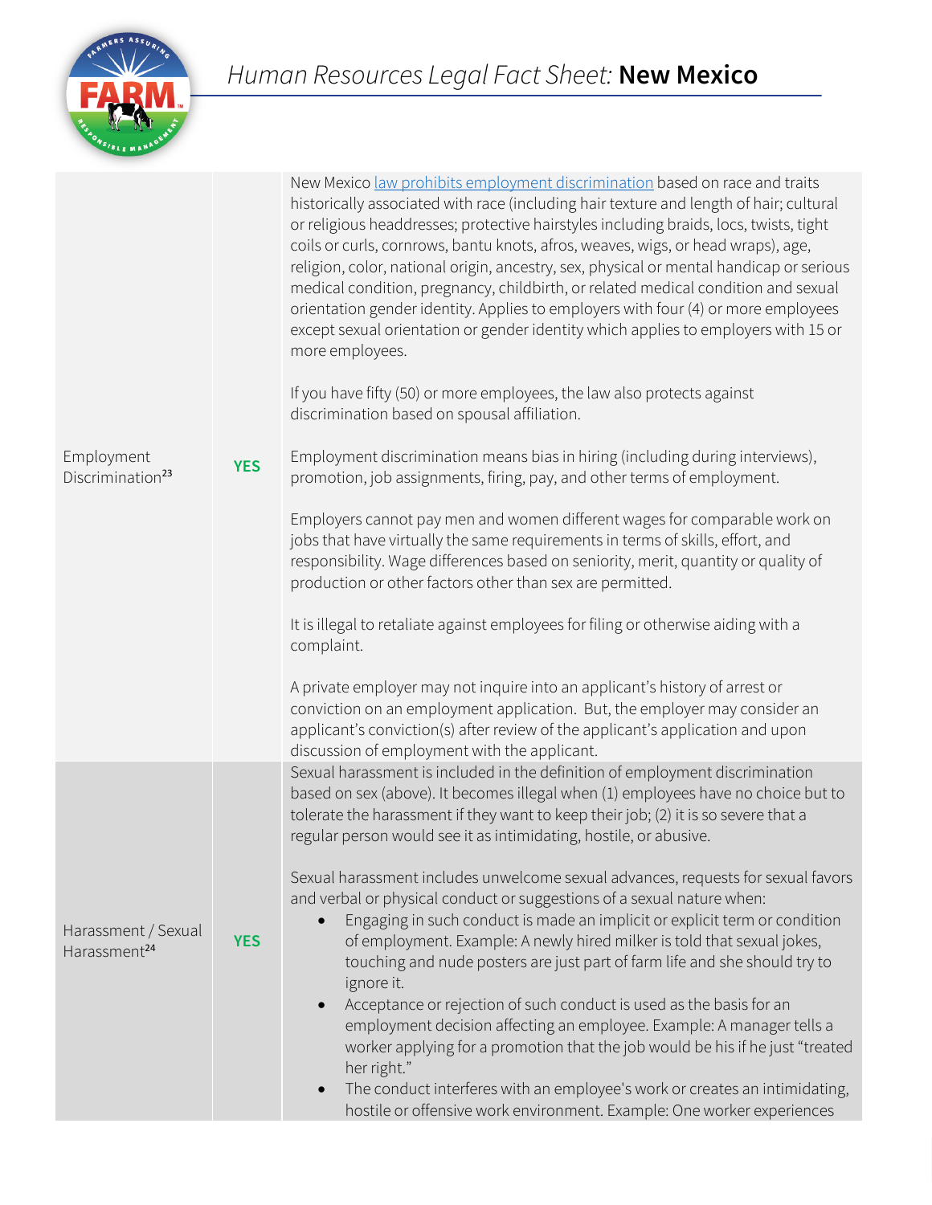# Human Resources Legal Fact Sheet: **New Mexico**

| | | |
|---|---|---|
| Employment Discrimination[23] | **YES** | New Mexico law prohibits employment discrimination based on race and traits historically associated with race (including hair texture and length of hair; cultural or religious headdresses; protective hairstyles including braids, locs, twists, tight coils or curls, cornrows, bantu knots, afros, weaves, wigs, or head wraps), age, religion, color, national origin, ancestry, sex, physical or mental handicap or serious medical condition, pregnancy, childbirth, or related medical condition and sexual orientation gender identity. Applies to employers with four (4) or more employees except sexual orientation or gender identity which applies to employers with 15 or more employees.<br><br>If you have fifty (50) or more employees, the law also protects against discrimination based on spousal affiliation.<br><br>Employment discrimination means bias in hiring (including during interviews), promotion, job assignments, firing, pay, and other terms of employment.<br><br>Employers cannot pay men and women different wages for comparable work on jobs that have virtually the same requirements in terms of skills, effort, and responsibility. Wage differences based on seniority, merit, quantity or quality of production or other factors other than sex are permitted.<br><br>It is illegal to retaliate against employees for filing or otherwise aiding with a complaint.<br><br>A private employer may not inquire into an applicant's history of arrest or conviction on an employment application. But, the employer may consider an applicant's conviction(s) after review of the applicant's application and upon discussion of employment with the applicant. |
| Harassment / Sexual Harassment[24] | **YES** | Sexual harassment is included in the definition of employment discrimination based on sex (above). It becomes illegal when (1) employees have no choice but to tolerate the harassment if they want to keep their job; (2) it is so severe that a regular person would see it as intimidating, hostile, or abusive.<br><br>Sexual harassment includes unwelcome sexual advances, requests for sexual favors and verbal or physical conduct or suggestions of a sexual nature when:<br>• Engaging in such conduct is made an implicit or explicit term or condition of employment. Example: A newly hired milker is told that sexual jokes, touching and nude posters are just part of farm life and she should try to ignore it.<br>• Acceptance or rejection of such conduct is used as the basis for an employment decision affecting an employee. Example: A manager tells a worker applying for a promotion that the job would be his if he just "treated her right."<br>• The conduct interferes with an employee's work or creates an intimidating, hostile or offensive work environment. Example: One worker experiences |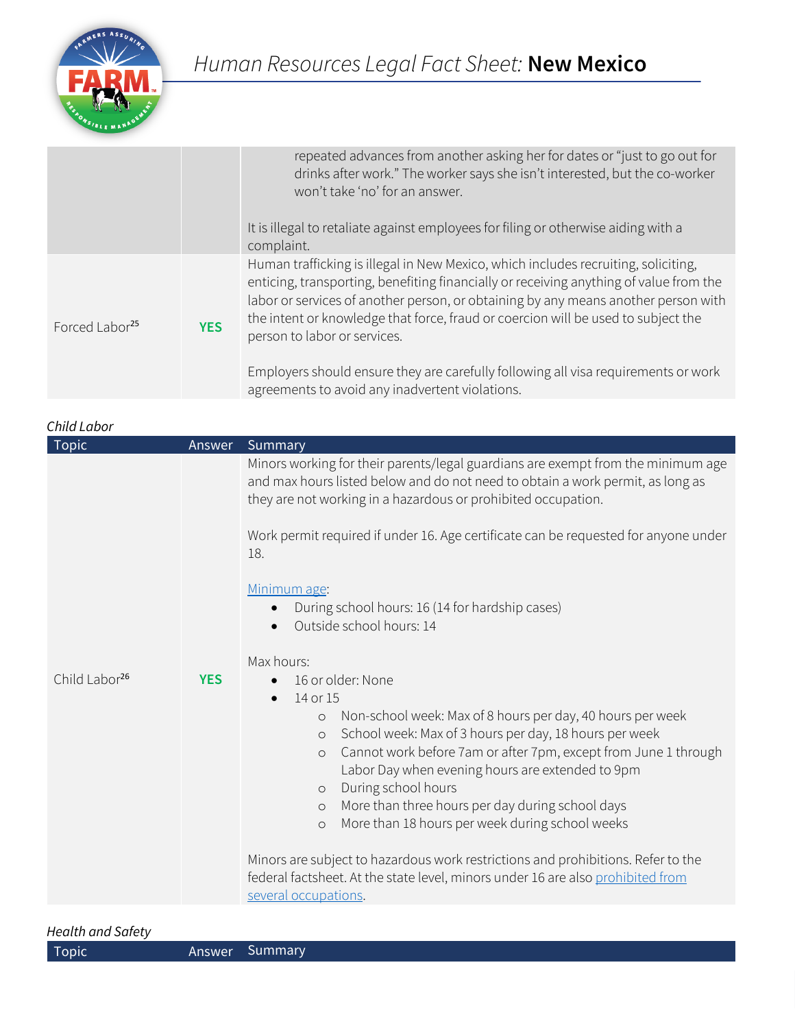| | | |
|---|---|---|
| | | repeated advances from another asking her for dates or "just to go out for drinks after work." The worker says she isn't interested, but the co-worker won't take 'no' for an answer.<br><br>It is illegal to retaliate against employees for filing or otherwise aiding with a complaint. |
| Forced Labor[25] | **YES** | Human trafficking is illegal in New Mexico, which includes recruiting, soliciting, enticing, transporting, benefiting financially or receiving anything of value from the labor or services of another person, or obtaining by any means another person with the intent or knowledge that force, fraud or coercion will be used to subject the person to labor or services.<br><br>Employers should ensure they are carefully following all visa requirements or work agreements to avoid any inadvertent violations. |

*Child Labor*

| Topic | Answer | Summary |
|---|---|---|
| Child Labor[26] | **YES** | Minors working for their parents/legal guardians are exempt from the minimum age and max hours listed below and do not need to obtain a work permit, as long as they are not working in a hazardous or prohibited occupation.<br><br>Work permit required if under 16. Age certificate can be requested for anyone under 18.<br><br>Minimum age:<br>• During school hours: 16 (14 for hardship cases)<br>• Outside school hours: 14<br><br>Max hours:<br>• 16 or older: None<br>• 14 or 15<br>  ◦ Non-school week: Max of 8 hours per day, 40 hours per week<br>  ◦ School week: Max of 3 hours per day, 18 hours per week<br>  ◦ Cannot work before 7am or after 7pm, except from June 1 through Labor Day when evening hours are extended to 9pm<br>  ◦ During school hours<br>  ◦ More than three hours per day during school days<br>  ◦ More than 18 hours per week during school weeks<br><br>Minors are subject to hazardous work restrictions and prohibitions. Refer to the federal factsheet. At the state level, minors under 16 are also prohibited from several occupations. |

*Health and Safety*

| Topic | Answer | Summary |
|---|---|---|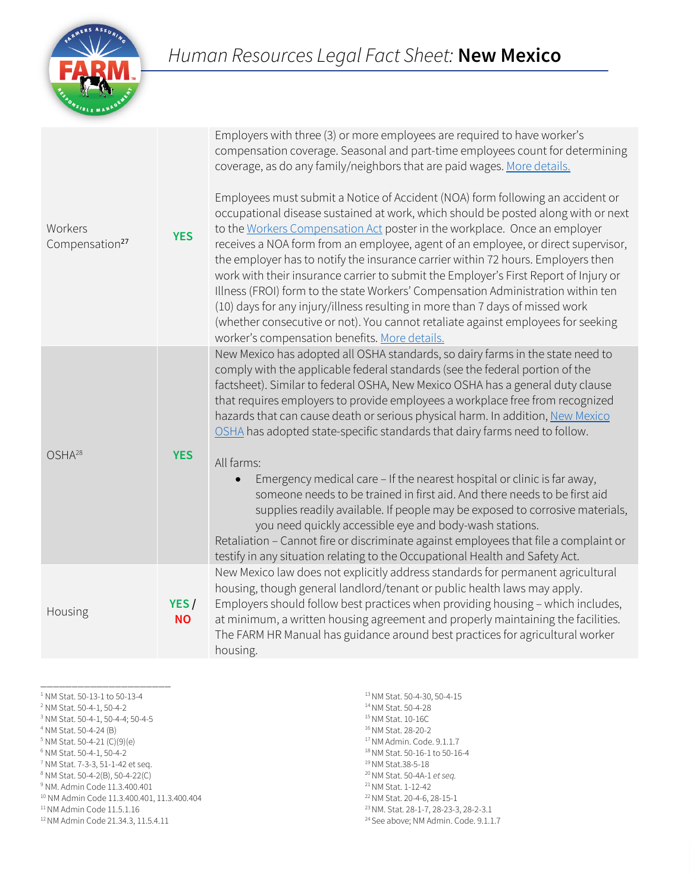| Workers Compensation[27] | YES | Employers with three (3) or more employees are required to have worker's compensation coverage. Seasonal and part-time employees count for determining coverage, as do any family/neighbors that are paid wages. More details.<br><br>Employees must submit a Notice of Accident (NOA) form following an accident or occupational disease sustained at work, which should be posted along with or next to the Workers Compensation Act poster in the workplace. Once an employer receives a NOA form from an employee, agent of an employee, or direct supervisor, the employer has to notify the insurance carrier within 72 hours. Employers then work with their insurance carrier to submit the Employer's First Report of Injury or Illness (FROI) form to the state Workers' Compensation Administration within ten (10) days for any injury/illness resulting in more than 7 days of missed work (whether consecutive or not). You cannot retaliate against employees for seeking worker's compensation benefits. More details. |
|---|---|---|
| OSHA[28] | YES | New Mexico has adopted all OSHA standards, so dairy farms in the state need to comply with the applicable federal standards (see the federal portion of the factsheet). Similar to federal OSHA, New Mexico OSHA has a general duty clause that requires employers to provide employees a workplace free from recognized hazards that can cause death or serious physical harm. In addition, New Mexico OSHA has adopted state-specific standards that dairy farms need to follow.<br><br>All farms:<br>• Emergency medical care – If the nearest hospital or clinic is far away, someone needs to be trained in first aid. And there needs to be first aid supplies readily available. If people may be exposed to corrosive materials, you need quickly accessible eye and body-wash stations.<br>Retaliation – Cannot fire or discriminate against employees that file a complaint or testify in any situation relating to the Occupational Health and Safety Act. |
| Housing | YES / NO | New Mexico law does not explicitly address standards for permanent agricultural housing, though general landlord/tenant or public health laws may apply. Employers should follow best practices when providing housing – which includes, at minimum, a written housing agreement and properly maintaining the facilities. The FARM HR Manual has guidance around best practices for agricultural worker housing. |

---

[1] NM Stat. 50-13-1 to 50-13-4
[2] NM Stat. 50-4-1, 50-4-2
[3] NM Stat. 50-4-1, 50-4-4; 50-4-5
[4] NM Stat. 50-4-24 (B)
[5] NM Stat. 50-4-21 (C)(9)(e)
[6] NM Stat. 50-4-1, 50-4-2
[7] NM Stat. 7-3-3, 51-1-42 et seq.
[8] NM Stat. 50-4-2(B), 50-4-22(C)
[9] NM. Admin Code 11.3.400.401
[10] NM Admin Code 11.3.400.401, 11.3.400.404
[11] NM Admin Code 11.5.1.16
[12] NM Admin Code 21.34.3, 11.5.4.11
[13] NM Stat. 50-4-30, 50-4-15
[14] NM Stat. 50-4-28
[15] NM Stat. 10-16C
[16] NM Stat. 28-20-2
[17] NM Admin. Code. 9.1.1.7
[18] NM Stat. 50-16-1 to 50-16-4
[19] NM Stat.38-5-18
[20] NM Stat. 50-4A-1 *et seq.*
[21] NM Stat. 1-12-42
[22] NM Stat. 20-4-6, 28-15-1
[23] NM. Stat. 28-1-7, 28-23-3, 28-2-3.1
[24] See above; NM Admin. Code. 9.1.1.7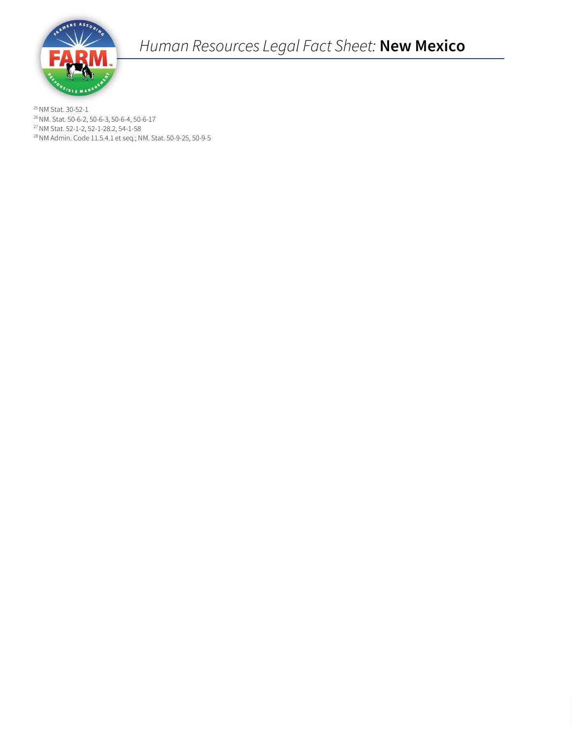[25] NM Stat. 30-52-1
[26] NM. Stat. 50-6-2, 50-6-3, 50-6-4, 50-6-17
[27] NM Stat. 52-1-2, 52-1-28.2, 54-1-58
[28] NM Admin. Code 11.5.4.1 et seq.; NM. Stat. 50-9-25, 50-9-5